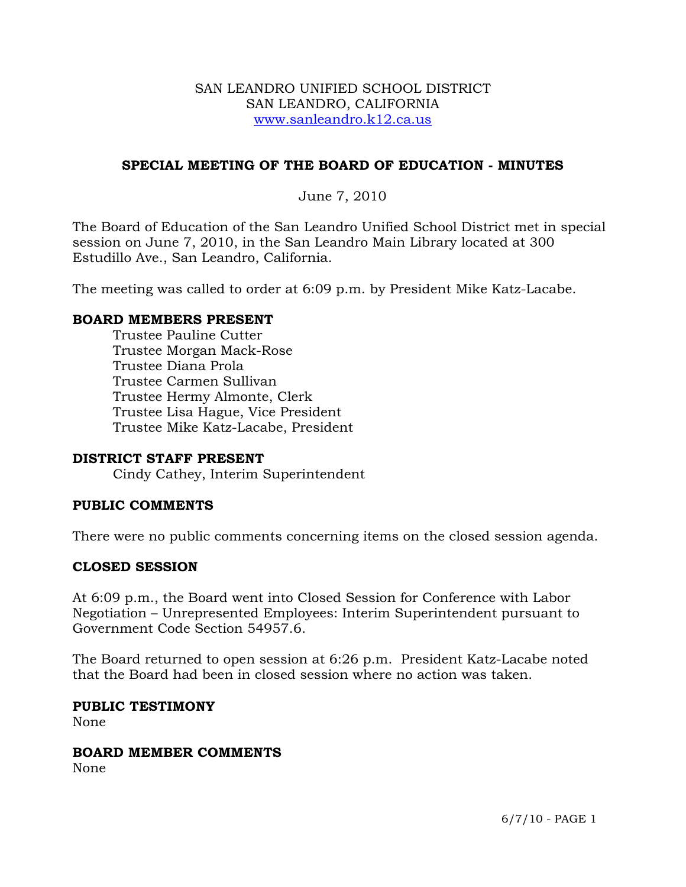SAN LEANDRO UNIFIED SCHOOL DISTRICT
SAN LEANDRO, CALIFORNIA
www.sanleandro.k12.ca.us

## SPECIAL MEETING OF THE BOARD OF EDUCATION - MINUTES

June 7, 2010

The Board of Education of the San Leandro Unified School District met in special session on June 7, 2010, in the San Leandro Main Library located at 300 Estudillo Ave., San Leandro, California.

The meeting was called to order at 6:09 p.m. by President Mike Katz-Lacabe.

### BOARD MEMBERS PRESENT

Trustee Pauline Cutter
Trustee Morgan Mack-Rose
Trustee Diana Prola
Trustee Carmen Sullivan
Trustee Hermy Almonte, Clerk
Trustee Lisa Hague, Vice President
Trustee Mike Katz-Lacabe, President

### DISTRICT STAFF PRESENT

Cindy Cathey, Interim Superintendent

### PUBLIC COMMENTS

There were no public comments concerning items on the closed session agenda.

### CLOSED SESSION

At 6:09 p.m., the Board went into Closed Session for Conference with Labor Negotiation – Unrepresented Employees: Interim Superintendent pursuant to Government Code Section 54957.6.

The Board returned to open session at 6:26 p.m. President Katz-Lacabe noted that the Board had been in closed session where no action was taken.

### PUBLIC TESTIMONY

None

### BOARD MEMBER COMMENTS

None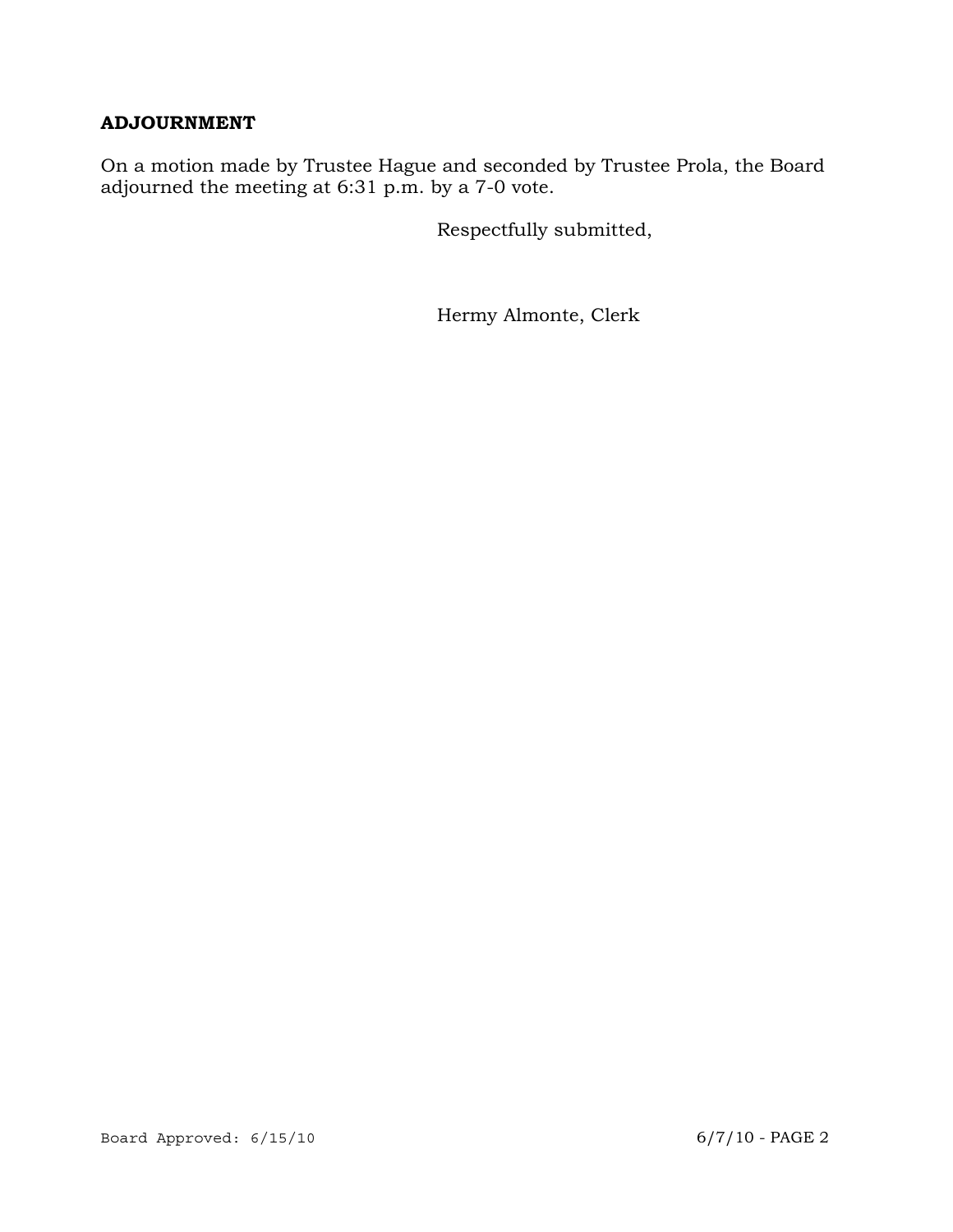**ADJOURNMENT**

On a motion made by Trustee Hague and seconded by Trustee Prola, the Board adjourned the meeting at 6:31 p.m. by a 7-0 vote.

Respectfully submitted,

Hermy Almonte, Clerk

Board Approved: 6/15/10